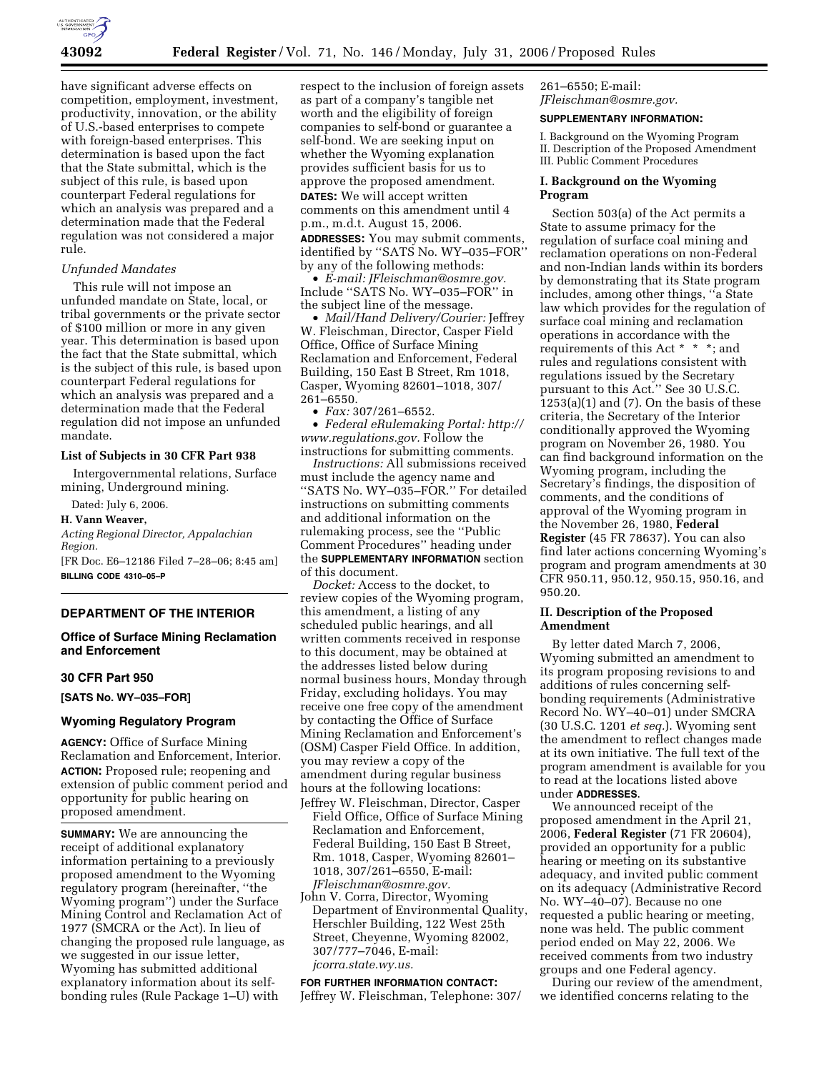have significant adverse effects on competition, employment, investment, productivity, innovation, or the ability of U.S.-based enterprises to compete with foreign-based enterprises. This determination is based upon the fact that the State submittal, which is the subject of this rule, is based upon counterpart Federal regulations for which an analysis was prepared and a determination made that the Federal regulation was not considered a major rule.

*Unfunded Mandates*

This rule will not impose an unfunded mandate on State, local, or tribal governments or the private sector of $100 million or more in any given year. This determination is based upon the fact that the State submittal, which is the subject of this rule, is based upon counterpart Federal regulations for which an analysis was prepared and a determination made that the Federal regulation did not impose an unfunded mandate.

**List of Subjects in 30 CFR Part 938**

Intergovernmental relations, Surface mining, Underground mining.

Dated: July 6, 2006.

**H. Vann Weaver,**

*Acting Regional Director, Appalachian Region.*

[FR Doc. E6–12186 Filed 7–28–06; 8:45 am]

**BILLING CODE 4310–05–P**

## DEPARTMENT OF THE INTERIOR

### Office of Surface Mining Reclamation and Enforcement

### 30 CFR Part 950

**[SATS No. WY–035–FOR]**

### Wyoming Regulatory Program

**AGENCY:** Office of Surface Mining Reclamation and Enforcement, Interior.

**ACTION:** Proposed rule; reopening and extension of public comment period and opportunity for public hearing on proposed amendment.

**SUMMARY:** We are announcing the receipt of additional explanatory information pertaining to a previously proposed amendment to the Wyoming regulatory program (hereinafter, ''the Wyoming program'') under the Surface Mining Control and Reclamation Act of 1977 (SMCRA or the Act). In lieu of changing the proposed rule language, as we suggested in our issue letter, Wyoming has submitted additional explanatory information about its self-bonding rules (Rule Package 1–U) with respect to the inclusion of foreign assets as part of a company's tangible net worth and the eligibility of foreign companies to self-bond or guarantee a self-bond. We are seeking input on whether the Wyoming explanation provides sufficient basis for us to approve the proposed amendment.

**DATES:** We will accept written comments on this amendment until 4 p.m., m.d.t. August 15, 2006.

**ADDRESSES:** You may submit comments, identified by ''SATS No. WY–035–FOR'' by any of the following methods:

- *E-mail: JFleischman@osmre.gov.* Include ''SATS No. WY–035–FOR'' in the subject line of the message.
- *Mail/Hand Delivery/Courier:* Jeffrey W. Fleischman, Director, Casper Field Office, Office of Surface Mining Reclamation and Enforcement, Federal Building, 150 East B Street, Rm 1018, Casper, Wyoming 82601–1018, 307/261–6550.
- *Fax:* 307/261–6552.
- *Federal eRulemaking Portal: http://www.regulations.gov.* Follow the instructions for submitting comments.

*Instructions:* All submissions received must include the agency name and ''SATS No. WY–035–FOR.'' For detailed instructions on submitting comments and additional information on the rulemaking process, see the ''Public Comment Procedures'' heading under the **SUPPLEMENTARY INFORMATION** section of this document.

*Docket:* Access to the docket, to review copies of the Wyoming program, this amendment, a listing of any scheduled public hearings, and all written comments received in response to this document, may be obtained at the addresses listed below during normal business hours, Monday through Friday, excluding holidays. You may receive one free copy of the amendment by contacting the Office of Surface Mining Reclamation and Enforcement's (OSM) Casper Field Office. In addition, you may review a copy of the amendment during regular business hours at the following locations:

Jeffrey W. Fleischman, Director, Casper Field Office, Office of Surface Mining Reclamation and Enforcement, Federal Building, 150 East B Street, Rm. 1018, Casper, Wyoming 82601–1018, 307/261–6550, E-mail: *JFleischman@osmre.gov.*

John V. Corra, Director, Wyoming Department of Environmental Quality, Herschler Building, 122 West 25th Street, Cheyenne, Wyoming 82002, 307/777–7046, E-mail: *jcorra.state.wy.us.*

**FOR FURTHER INFORMATION CONTACT:** Jeffrey W. Fleischman, Telephone: 307/261–6550; E-mail: *JFleischman@osmre.gov.*

**SUPPLEMENTARY INFORMATION:**

I. Background on the Wyoming Program
II. Description of the Proposed Amendment
III. Public Comment Procedures

### I. Background on the Wyoming Program

Section 503(a) of the Act permits a State to assume primacy for the regulation of surface coal mining and reclamation operations on non-Federal and non-Indian lands within its borders by demonstrating that its State program includes, among other things, ''a State law which provides for the regulation of surface coal mining and reclamation operations in accordance with the requirements of this Act * * *; and rules and regulations consistent with regulations issued by the Secretary pursuant to this Act.'' See 30 U.S.C. 1253(a)(1) and (7). On the basis of these criteria, the Secretary of the Interior conditionally approved the Wyoming program on November 26, 1980. You can find background information on the Wyoming program, including the Secretary's findings, the disposition of comments, and the conditions of approval of the Wyoming program in the November 26, 1980, **Federal Register** (45 FR 78637). You can also find later actions concerning Wyoming's program and program amendments at 30 CFR 950.11, 950.12, 950.15, 950.16, and 950.20.

### II. Description of the Proposed Amendment

By letter dated March 7, 2006, Wyoming submitted an amendment to its program proposing revisions to and additions of rules concerning self-bonding requirements (Administrative Record No. WY–40–01) under SMCRA (30 U.S.C. 1201 *et seq.*). Wyoming sent the amendment to reflect changes made at its own initiative. The full text of the program amendment is available for you to read at the locations listed above under **ADDRESSES**.

We announced receipt of the proposed amendment in the April 21, 2006, **Federal Register** (71 FR 20604), provided an opportunity for a public hearing or meeting on its substantive adequacy, and invited public comment on its adequacy (Administrative Record No. WY–40–07). Because no one requested a public hearing or meeting, none was held. The public comment period ended on May 22, 2006. We received comments from two industry groups and one Federal agency.

During our review of the amendment, we identified concerns relating to the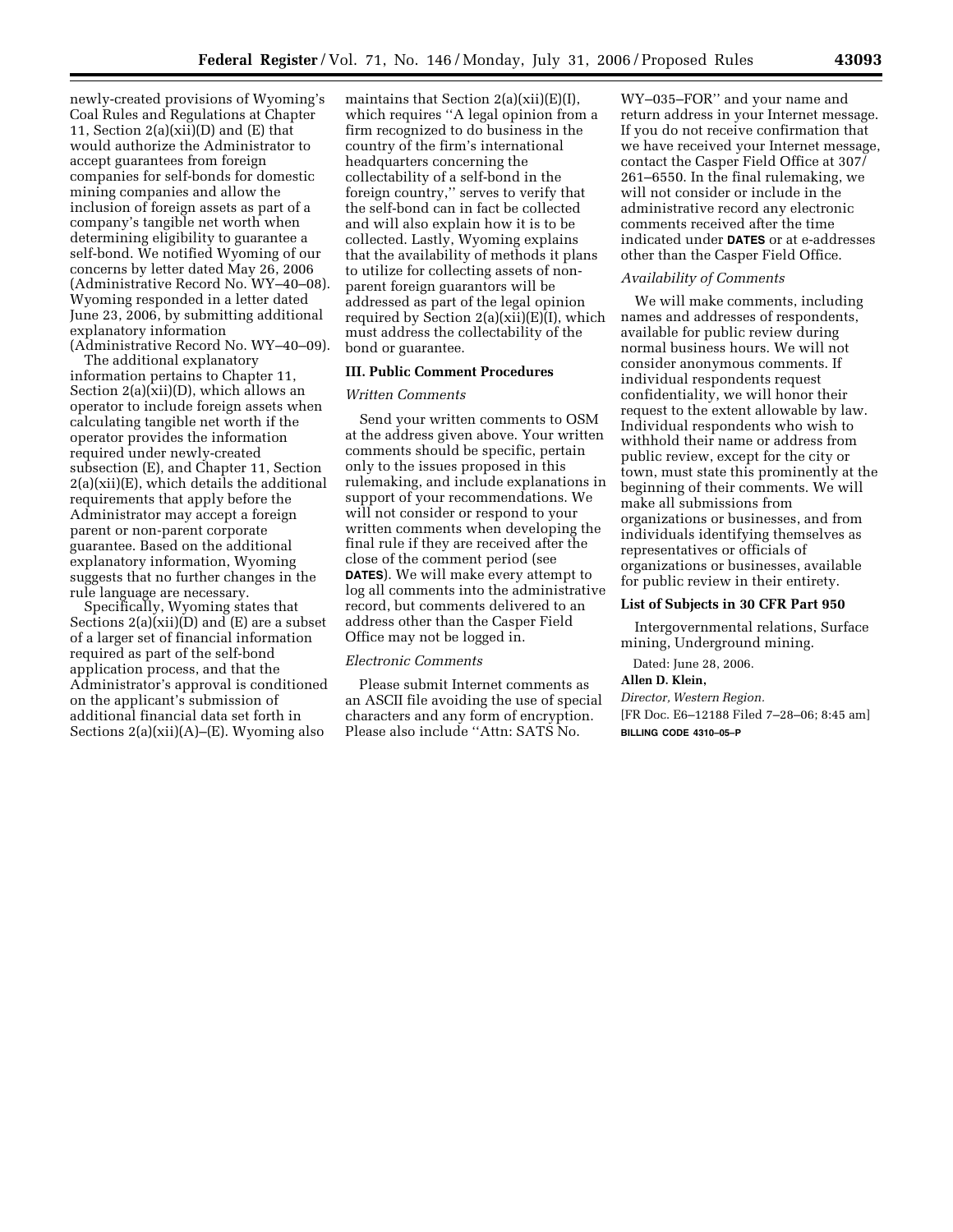newly-created provisions of Wyoming's Coal Rules and Regulations at Chapter 11, Section 2(a)(xii)(D) and (E) that would authorize the Administrator to accept guarantees from foreign companies for self-bonds for domestic mining companies and allow the inclusion of foreign assets as part of a company's tangible net worth when determining eligibility to guarantee a self-bond. We notified Wyoming of our concerns by letter dated May 26, 2006 (Administrative Record No. WY–40–08). Wyoming responded in a letter dated June 23, 2006, by submitting additional explanatory information (Administrative Record No. WY–40–09).

The additional explanatory information pertains to Chapter 11, Section 2(a)(xii)(D), which allows an operator to include foreign assets when calculating tangible net worth if the operator provides the information required under newly-created subsection (E), and Chapter 11, Section 2(a)(xii)(E), which details the additional requirements that apply before the Administrator may accept a foreign parent or non-parent corporate guarantee. Based on the additional explanatory information, Wyoming suggests that no further changes in the rule language are necessary.

Specifically, Wyoming states that Sections 2(a)(xii)(D) and (E) are a subset of a larger set of financial information required as part of the self-bond application process, and that the Administrator's approval is conditioned on the applicant's submission of additional financial data set forth in Sections 2(a)(xii)(A)–(E). Wyoming also maintains that Section 2(a)(xii)(E)(I), which requires "A legal opinion from a firm recognized to do business in the country of the firm's international headquarters concerning the collectability of a self-bond in the foreign country," serves to verify that the self-bond can in fact be collected and will also explain how it is to be collected. Lastly, Wyoming explains that the availability of methods it plans to utilize for collecting assets of non-parent foreign guarantors will be addressed as part of the legal opinion required by Section 2(a)(xii)(E)(I), which must address the collectability of the bond or guarantee.

## III. Public Comment Procedures

*Written Comments*

Send your written comments to OSM at the address given above. Your written comments should be specific, pertain only to the issues proposed in this rulemaking, and include explanations in support of your recommendations. We will not consider or respond to your written comments when developing the final rule if they are received after the close of the comment period (see **DATES**). We will make every attempt to log all comments into the administrative record, but comments delivered to an address other than the Casper Field Office may not be logged in.

*Electronic Comments*

Please submit Internet comments as an ASCII file avoiding the use of special characters and any form of encryption. Please also include "Attn: SATS No. WY–035–FOR" and your name and return address in your Internet message. If you do not receive confirmation that we have received your Internet message, contact the Casper Field Office at 307/261–6550. In the final rulemaking, we will not consider or include in the administrative record any electronic comments received after the time indicated under **DATES** or at e-addresses other than the Casper Field Office.

*Availability of Comments*

We will make comments, including names and addresses of respondents, available for public review during normal business hours. We will not consider anonymous comments. If individual respondents request confidentiality, we will honor their request to the extent allowable by law. Individual respondents who wish to withhold their name or address from public review, except for the city or town, must state this prominently at the beginning of their comments. We will make all submissions from organizations or businesses, and from individuals identifying themselves as representatives or officials of organizations or businesses, available for public review in their entirety.

### List of Subjects in 30 CFR Part 950

Intergovernmental relations, Surface mining, Underground mining.

Dated: June 28, 2006.

**Allen D. Klein,**

*Director, Western Region.*

[FR Doc. E6–12188 Filed 7–28–06; 8:45 am]

**BILLING CODE 4310–05–P**